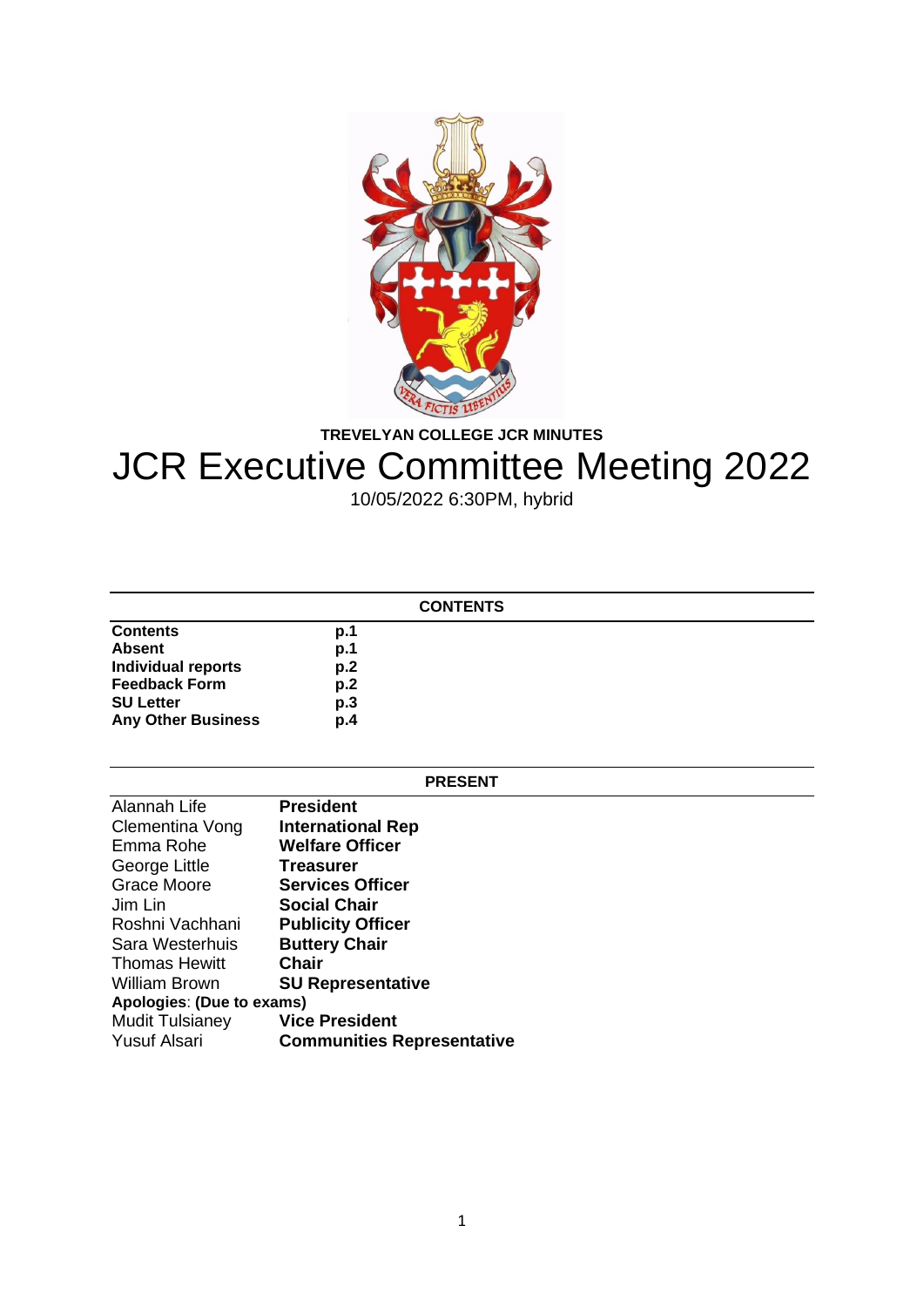**TREVELYAN COLLEGE JCR MINUTES**

# JCR Executive Committee Meeting 2022

10/05/2022 6:30PM, hybrid

## CONTENTS

| | |
|---|---|
| **Contents** | **p.1** |
| **Absent** | **p.1** |
| **Individual reports** | **p.2** |
| **Feedback Form** | **p.2** |
| **SU Letter** | **p.3** |
| **Any Other Business** | **p.4** |

## PRESENT

| | |
|---|---|
| Alannah Life | **President** |
| Clementina Vong | **International Rep** |
| Emma Rohe | **Welfare Officer** |
| George Little | **Treasurer** |
| Grace Moore | **Services Officer** |
| Jim Lin | **Social Chair** |
| Roshni Vachhani | **Publicity Officer** |
| Sara Westerhuis | **Buttery Chair** |
| Thomas Hewitt | **Chair** |
| William Brown | **SU Representative** |
| **Apologies**: **(Due to exams)** | |
| Mudit Tulsianey | **Vice President** |
| Yusuf Alsari | **Communities Representative** |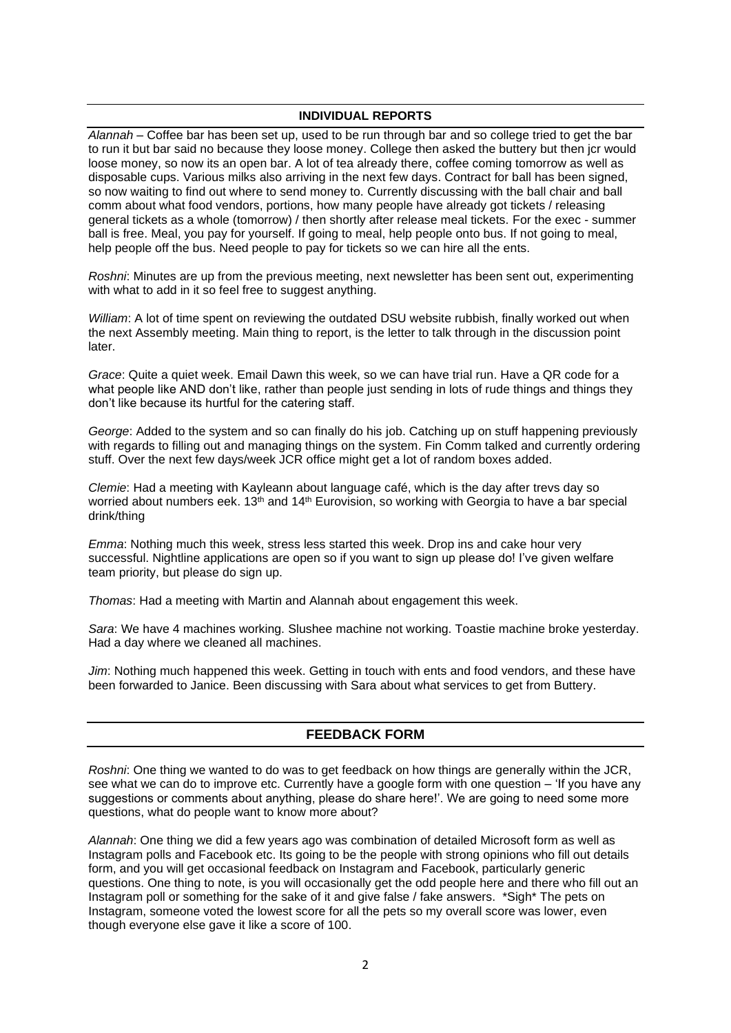## INDIVIDUAL REPORTS

*Alannah* – Coffee bar has been set up, used to be run through bar and so college tried to get the bar to run it but bar said no because they loose money. College then asked the buttery but then jcr would loose money, so now its an open bar. A lot of tea already there, coffee coming tomorrow as well as disposable cups. Various milks also arriving in the next few days. Contract for ball has been signed, so now waiting to find out where to send money to. Currently discussing with the ball chair and ball comm about what food vendors, portions, how many people have already got tickets / releasing general tickets as a whole (tomorrow) / then shortly after release meal tickets. For the exec - summer ball is free. Meal, you pay for yourself. If going to meal, help people onto bus. If not going to meal, help people off the bus. Need people to pay for tickets so we can hire all the ents.

*Roshni*: Minutes are up from the previous meeting, next newsletter has been sent out, experimenting with what to add in it so feel free to suggest anything.

*William*: A lot of time spent on reviewing the outdated DSU website rubbish, finally worked out when the next Assembly meeting. Main thing to report, is the letter to talk through in the discussion point later.

*Grace*: Quite a quiet week. Email Dawn this week, so we can have trial run. Have a QR code for a what people like AND don't like, rather than people just sending in lots of rude things and things they don't like because its hurtful for the catering staff.

*George*: Added to the system and so can finally do his job. Catching up on stuff happening previously with regards to filling out and managing things on the system. Fin Comm talked and currently ordering stuff. Over the next few days/week JCR office might get a lot of random boxes added.

*Clemie*: Had a meeting with Kayleann about language café, which is the day after trevs day so worried about numbers eek. 13th and 14th Eurovision, so working with Georgia to have a bar special drink/thing

*Emma*: Nothing much this week, stress less started this week. Drop ins and cake hour very successful. Nightline applications are open so if you want to sign up please do! I've given welfare team priority, but please do sign up.

*Thomas*: Had a meeting with Martin and Alannah about engagement this week.

*Sara*: We have 4 machines working. Slushee machine not working. Toastie machine broke yesterday. Had a day where we cleaned all machines.

*Jim*: Nothing much happened this week. Getting in touch with ents and food vendors, and these have been forwarded to Janice. Been discussing with Sara about what services to get from Buttery.

## FEEDBACK FORM

*Roshni*: One thing we wanted to do was to get feedback on how things are generally within the JCR, see what we can do to improve etc. Currently have a google form with one question – 'If you have any suggestions or comments about anything, please do share here!'. We are going to need some more questions, what do people want to know more about?

*Alannah*: One thing we did a few years ago was combination of detailed Microsoft form as well as Instagram polls and Facebook etc. Its going to be the people with strong opinions who fill out details form, and you will get occasional feedback on Instagram and Facebook, particularly generic questions. One thing to note, is you will occasionally get the odd people here and there who fill out an Instagram poll or something for the sake of it and give false / fake answers. *Sigh* The pets on Instagram, someone voted the lowest score for all the pets so my overall score was lower, even though everyone else gave it like a score of 100.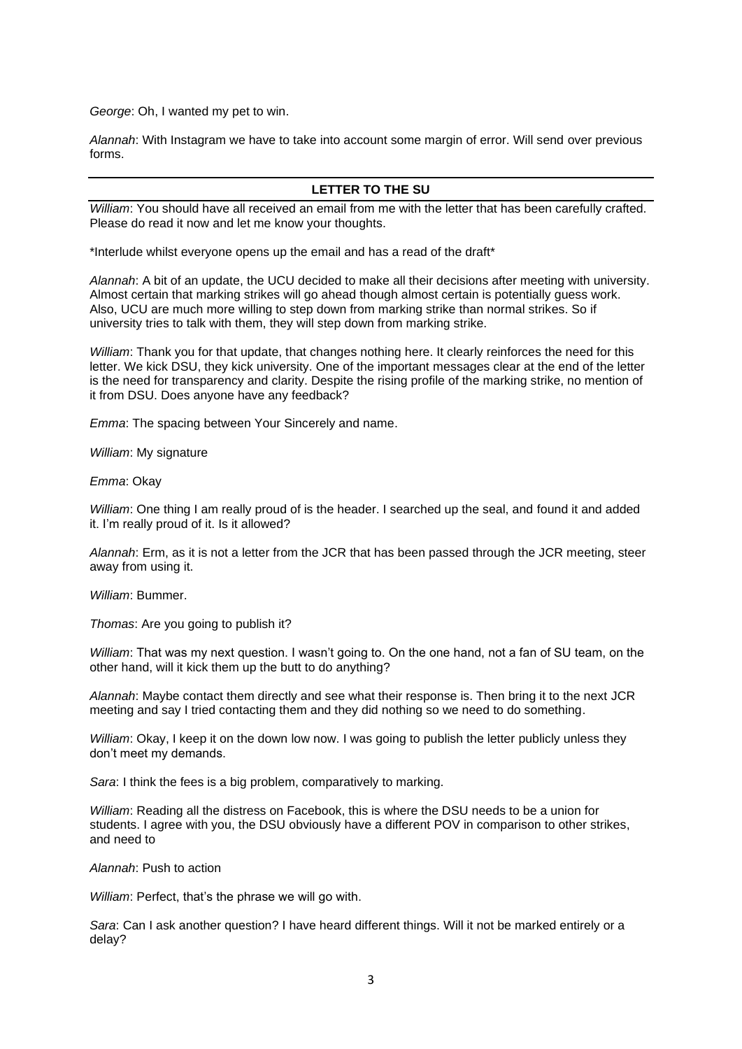*George*: Oh, I wanted my pet to win.

*Alannah*: With Instagram we have to take into account some margin of error. Will send over previous forms.

---

**LETTER TO THE SU**

---

*William*: You should have all received an email from me with the letter that has been carefully crafted. Please do read it now and let me know your thoughts.

*Interlude whilst everyone opens up the email and has a read of the draft*

*Alannah*: A bit of an update, the UCU decided to make all their decisions after meeting with university. Almost certain that marking strikes will go ahead though almost certain is potentially guess work. Also, UCU are much more willing to step down from marking strike than normal strikes. So if university tries to talk with them, they will step down from marking strike.

*William*: Thank you for that update, that changes nothing here. It clearly reinforces the need for this letter. We kick DSU, they kick university. One of the important messages clear at the end of the letter is the need for transparency and clarity. Despite the rising profile of the marking strike, no mention of it from DSU. Does anyone have any feedback?

*Emma*: The spacing between Your Sincerely and name.

*William*: My signature

*Emma*: Okay

*William*: One thing I am really proud of is the header. I searched up the seal, and found it and added it. I'm really proud of it. Is it allowed?

*Alannah*: Erm, as it is not a letter from the JCR that has been passed through the JCR meeting, steer away from using it.

*William*: Bummer.

*Thomas*: Are you going to publish it?

*William*: That was my next question. I wasn't going to. On the one hand, not a fan of SU team, on the other hand, will it kick them up the butt to do anything?

*Alannah*: Maybe contact them directly and see what their response is. Then bring it to the next JCR meeting and say I tried contacting them and they did nothing so we need to do something.

*William*: Okay, I keep it on the down low now. I was going to publish the letter publicly unless they don't meet my demands.

*Sara*: I think the fees is a big problem, comparatively to marking.

*William*: Reading all the distress on Facebook, this is where the DSU needs to be a union for students. I agree with you, the DSU obviously have a different POV in comparison to other strikes, and need to

*Alannah*: Push to action

*William*: Perfect, that's the phrase we will go with.

*Sara*: Can I ask another question? I have heard different things. Will it not be marked entirely or a delay?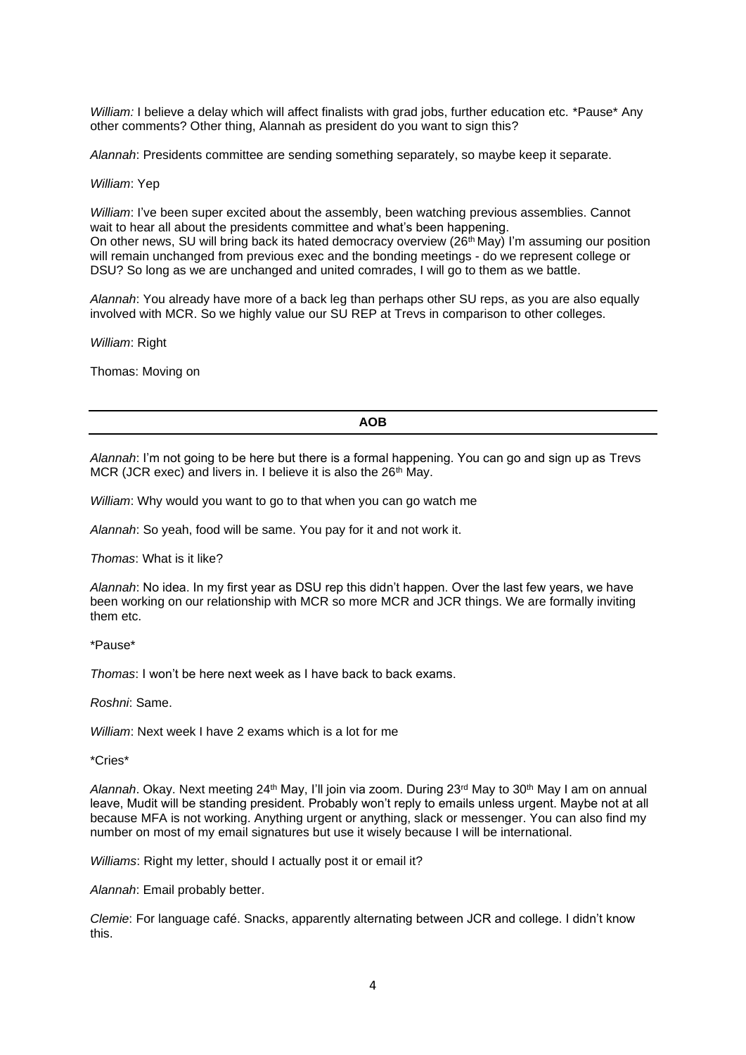*William:* I believe a delay which will affect finalists with grad jobs, further education etc. *Pause* Any other comments? Other thing, Alannah as president do you want to sign this?

*Alannah*: Presidents committee are sending something separately, so maybe keep it separate.

*William*: Yep

*William*: I've been super excited about the assembly, been watching previous assemblies. Cannot wait to hear all about the presidents committee and what's been happening.
On other news, SU will bring back its hated democracy overview (26th May) I'm assuming our position will remain unchanged from previous exec and the bonding meetings - do we represent college or DSU? So long as we are unchanged and united comrades, I will go to them as we battle.

*Alannah*: You already have more of a back leg than perhaps other SU reps, as you are also equally involved with MCR. So we highly value our SU REP at Trevs in comparison to other colleges.

*William*: Right

Thomas: Moving on

---

**AOB**

---

*Alannah*: I'm not going to be here but there is a formal happening. You can go and sign up as Trevs MCR (JCR exec) and livers in. I believe it is also the 26th May.

*William*: Why would you want to go to that when you can go watch me

*Alannah*: So yeah, food will be same. You pay for it and not work it.

*Thomas*: What is it like?

*Alannah*: No idea. In my first year as DSU rep this didn't happen. Over the last few years, we have been working on our relationship with MCR so more MCR and JCR things. We are formally inviting them etc.

*Pause*

*Thomas*: I won't be here next week as I have back to back exams.

*Roshni*: Same.

*William*: Next week I have 2 exams which is a lot for me

*Cries*

*Alannah*. Okay. Next meeting 24th May, I'll join via zoom. During 23rd May to 30th May I am on annual leave, Mudit will be standing president. Probably won't reply to emails unless urgent. Maybe not at all because MFA is not working. Anything urgent or anything, slack or messenger. You can also find my number on most of my email signatures but use it wisely because I will be international.

*Williams*: Right my letter, should I actually post it or email it?

*Alannah*: Email probably better.

*Clemie*: For language café. Snacks, apparently alternating between JCR and college. I didn't know this.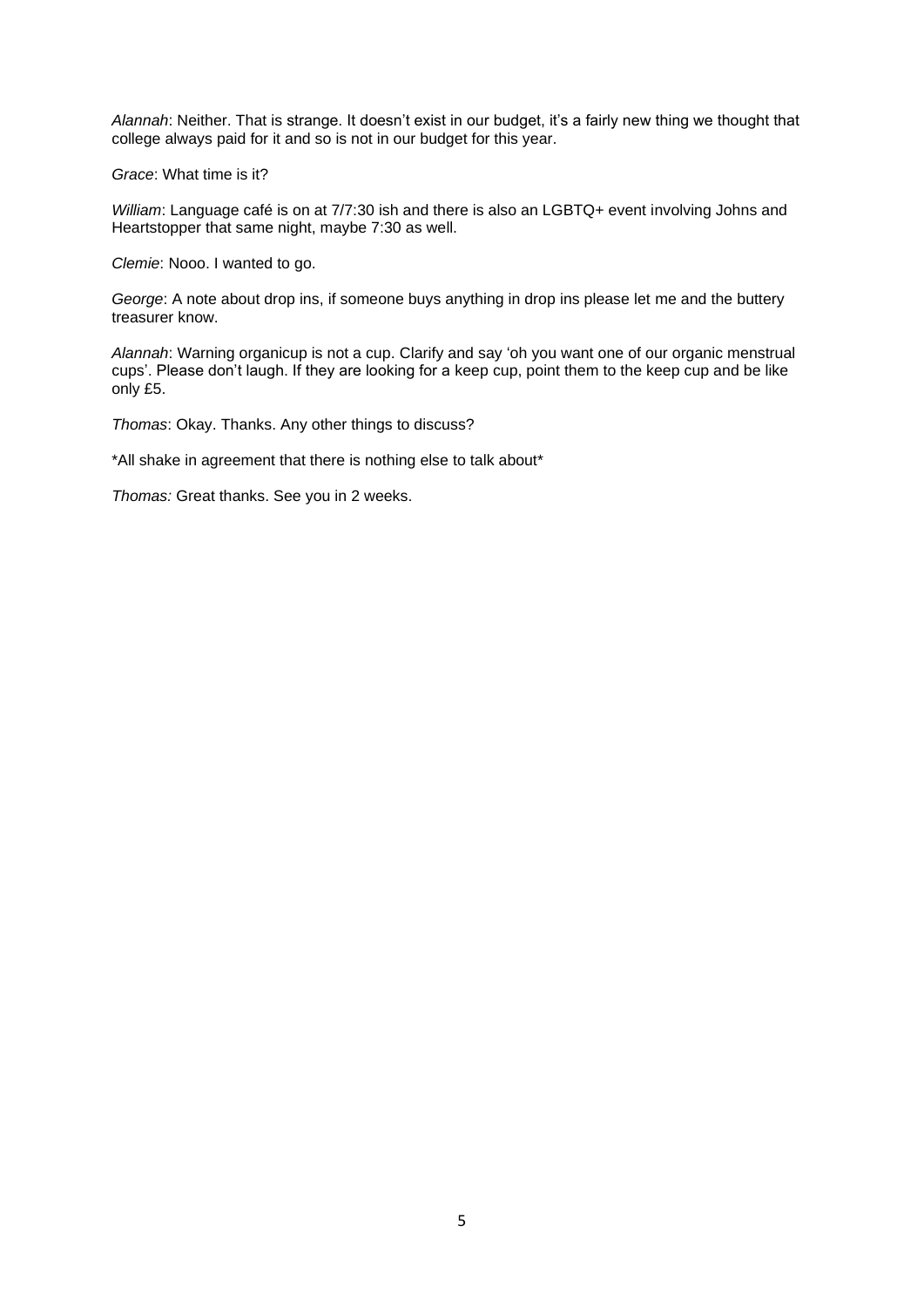*Alannah*: Neither. That is strange. It doesn't exist in our budget, it's a fairly new thing we thought that college always paid for it and so is not in our budget for this year.

*Grace*: What time is it?

*William*: Language café is on at 7/7:30 ish and there is also an LGBTQ+ event involving Johns and Heartstopper that same night, maybe 7:30 as well.

*Clemie*: Nooo. I wanted to go.

*George*: A note about drop ins, if someone buys anything in drop ins please let me and the buttery treasurer know.

*Alannah*: Warning organicup is not a cup. Clarify and say 'oh you want one of our organic menstrual cups'. Please don't laugh. If they are looking for a keep cup, point them to the keep cup and be like only £5.

*Thomas*: Okay. Thanks. Any other things to discuss?

*All shake in agreement that there is nothing else to talk about*

*Thomas:* Great thanks. See you in 2 weeks.